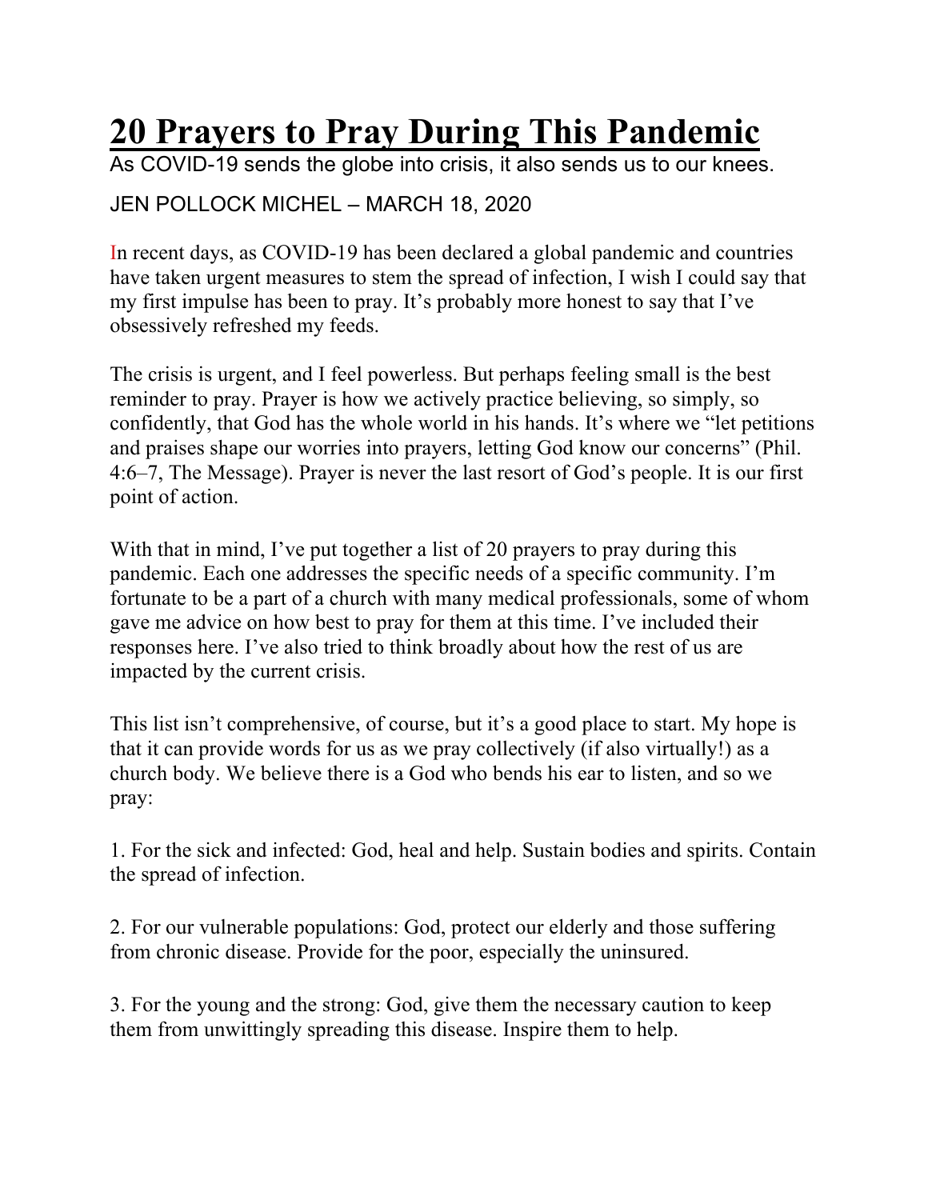# 20 Prayers to Pray During This Pandemic

As COVID-19 sends the globe into crisis, it also sends us to our knees.

JEN POLLOCK MICHEL – MARCH 18, 2020

In recent days, as COVID-19 has been declared a global pandemic and countries have taken urgent measures to stem the spread of infection, I wish I could say that my first impulse has been to pray. It's probably more honest to say that I've obsessively refreshed my feeds.

The crisis is urgent, and I feel powerless. But perhaps feeling small is the best reminder to pray. Prayer is how we actively practice believing, so simply, so confidently, that God has the whole world in his hands. It's where we "let petitions and praises shape our worries into prayers, letting God know our concerns" (Phil. 4:6–7, The Message). Prayer is never the last resort of God's people. It is our first point of action.

With that in mind, I've put together a list of 20 prayers to pray during this pandemic. Each one addresses the specific needs of a specific community. I'm fortunate to be a part of a church with many medical professionals, some of whom gave me advice on how best to pray for them at this time. I've included their responses here. I've also tried to think broadly about how the rest of us are impacted by the current crisis.

This list isn't comprehensive, of course, but it's a good place to start. My hope is that it can provide words for us as we pray collectively (if also virtually!) as a church body. We believe there is a God who bends his ear to listen, and so we pray:

1. For the sick and infected: God, heal and help. Sustain bodies and spirits. Contain the spread of infection.

2. For our vulnerable populations: God, protect our elderly and those suffering from chronic disease. Provide for the poor, especially the uninsured.

3. For the young and the strong: God, give them the necessary caution to keep them from unwittingly spreading this disease. Inspire them to help.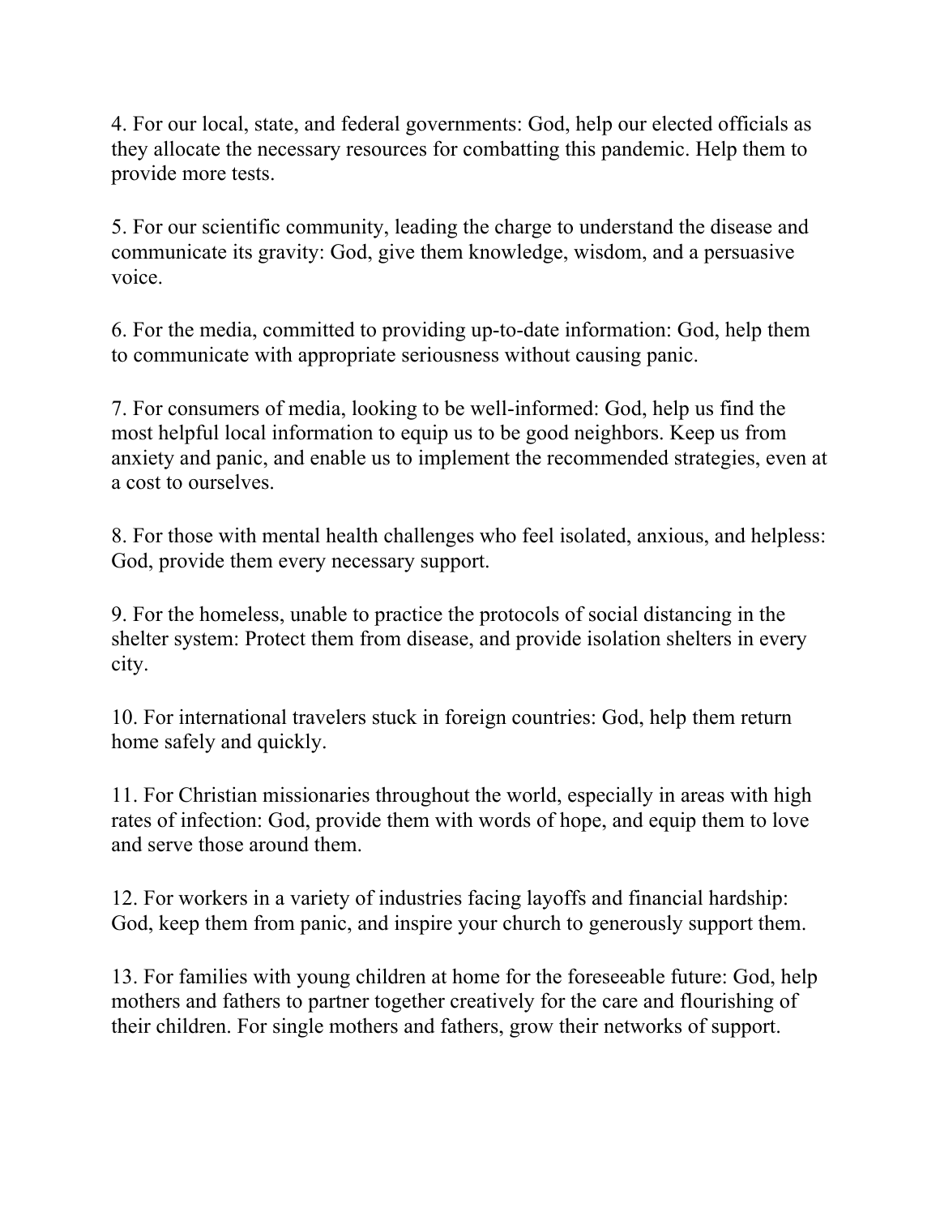4. For our local, state, and federal governments: God, help our elected officials as they allocate the necessary resources for combatting this pandemic. Help them to provide more tests.

5. For our scientific community, leading the charge to understand the disease and communicate its gravity: God, give them knowledge, wisdom, and a persuasive voice.

6. For the media, committed to providing up-to-date information: God, help them to communicate with appropriate seriousness without causing panic.

7. For consumers of media, looking to be well-informed: God, help us find the most helpful local information to equip us to be good neighbors. Keep us from anxiety and panic, and enable us to implement the recommended strategies, even at a cost to ourselves.

8. For those with mental health challenges who feel isolated, anxious, and helpless: God, provide them every necessary support.

9. For the homeless, unable to practice the protocols of social distancing in the shelter system: Protect them from disease, and provide isolation shelters in every city.

10. For international travelers stuck in foreign countries: God, help them return home safely and quickly.

11. For Christian missionaries throughout the world, especially in areas with high rates of infection: God, provide them with words of hope, and equip them to love and serve those around them.

12. For workers in a variety of industries facing layoffs and financial hardship: God, keep them from panic, and inspire your church to generously support them.

13. For families with young children at home for the foreseeable future: God, help mothers and fathers to partner together creatively for the care and flourishing of their children. For single mothers and fathers, grow their networks of support.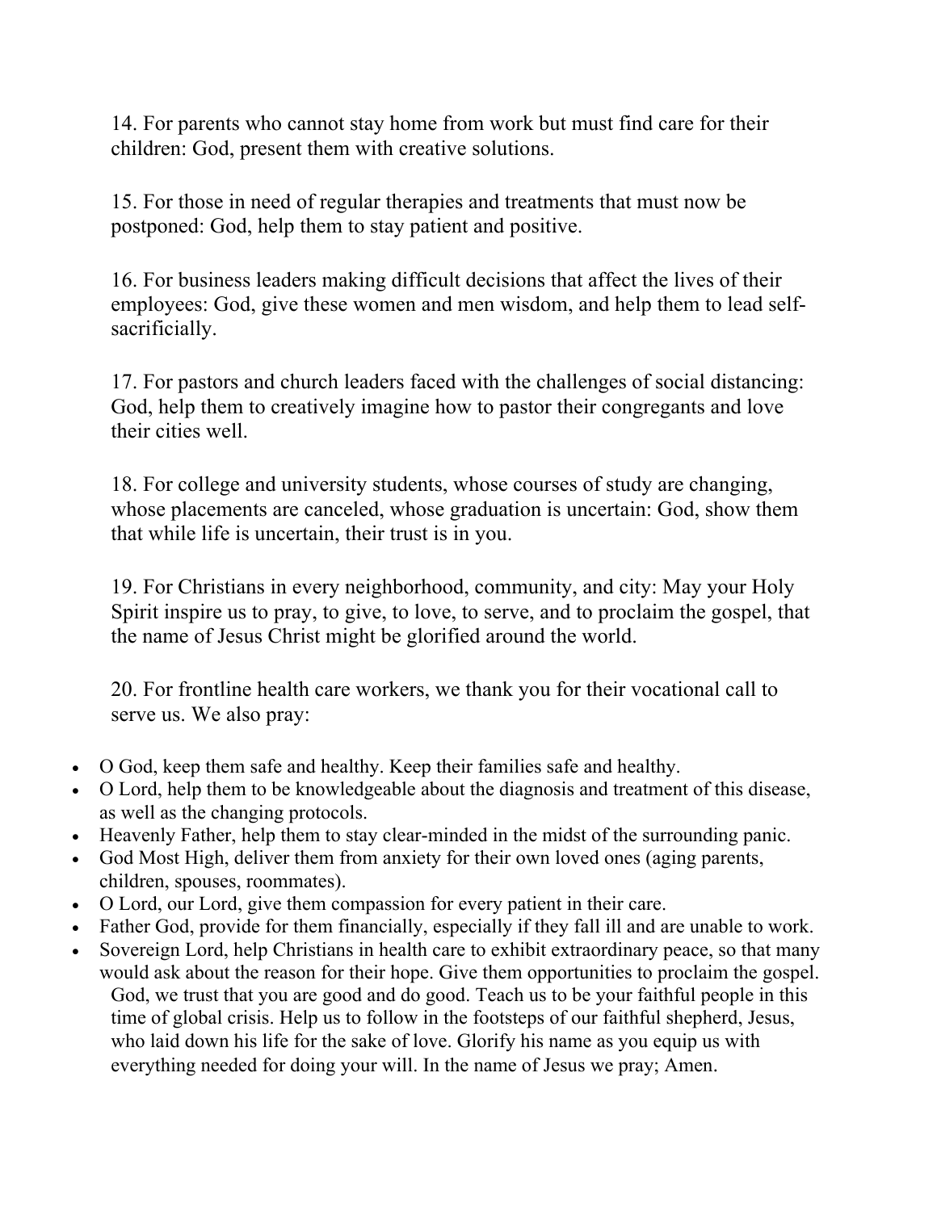14. For parents who cannot stay home from work but must find care for their children: God, present them with creative solutions.

15. For those in need of regular therapies and treatments that must now be postponed: God, help them to stay patient and positive.

16. For business leaders making difficult decisions that affect the lives of their employees: God, give these women and men wisdom, and help them to lead self-sacrificially.

17. For pastors and church leaders faced with the challenges of social distancing: God, help them to creatively imagine how to pastor their congregants and love their cities well.

18. For college and university students, whose courses of study are changing, whose placements are canceled, whose graduation is uncertain: God, show them that while life is uncertain, their trust is in you.

19. For Christians in every neighborhood, community, and city: May your Holy Spirit inspire us to pray, to give, to love, to serve, and to proclaim the gospel, that the name of Jesus Christ might be glorified around the world.

20. For frontline health care workers, we thank you for their vocational call to serve us. We also pray:

- O God, keep them safe and healthy. Keep their families safe and healthy.
- O Lord, help them to be knowledgeable about the diagnosis and treatment of this disease, as well as the changing protocols.
- Heavenly Father, help them to stay clear-minded in the midst of the surrounding panic.
- God Most High, deliver them from anxiety for their own loved ones (aging parents, children, spouses, roommates).
- O Lord, our Lord, give them compassion for every patient in their care.
- Father God, provide for them financially, especially if they fall ill and are unable to work.
- Sovereign Lord, help Christians in health care to exhibit extraordinary peace, so that many would ask about the reason for their hope. Give them opportunities to proclaim the gospel.

God, we trust that you are good and do good. Teach us to be your faithful people in this time of global crisis. Help us to follow in the footsteps of our faithful shepherd, Jesus, who laid down his life for the sake of love. Glorify his name as you equip us with everything needed for doing your will. In the name of Jesus we pray; Amen.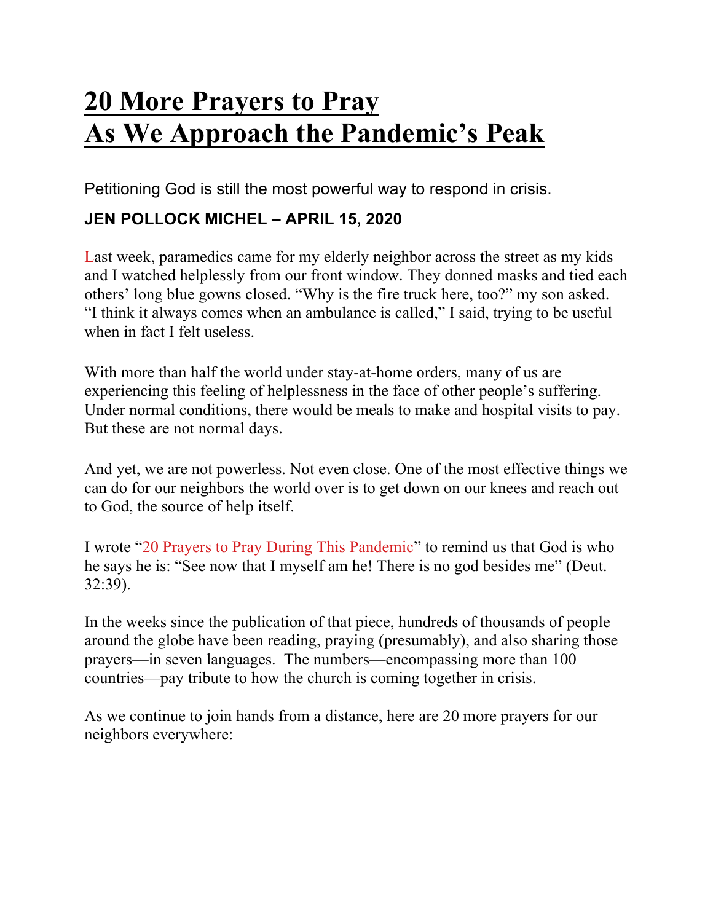# 20 More Prayers to Pray
# As We Approach the Pandemic's Peak

Petitioning God is still the most powerful way to respond in crisis.

**JEN POLLOCK MICHEL – APRIL 15, 2020**

Last week, paramedics came for my elderly neighbor across the street as my kids and I watched helplessly from our front window. They donned masks and tied each others' long blue gowns closed. "Why is the fire truck here, too?" my son asked. "I think it always comes when an ambulance is called," I said, trying to be useful when in fact I felt useless.

With more than half the world under stay-at-home orders, many of us are experiencing this feeling of helplessness in the face of other people's suffering. Under normal conditions, there would be meals to make and hospital visits to pay. But these are not normal days.

And yet, we are not powerless. Not even close. One of the most effective things we can do for our neighbors the world over is to get down on our knees and reach out to God, the source of help itself.

I wrote "20 Prayers to Pray During This Pandemic" to remind us that God is who he says he is: "See now that I myself am he! There is no god besides me" (Deut. 32:39).

In the weeks since the publication of that piece, hundreds of thousands of people around the globe have been reading, praying (presumably), and also sharing those prayers—in seven languages. The numbers—encompassing more than 100 countries—pay tribute to how the church is coming together in crisis.

As we continue to join hands from a distance, here are 20 more prayers for our neighbors everywhere: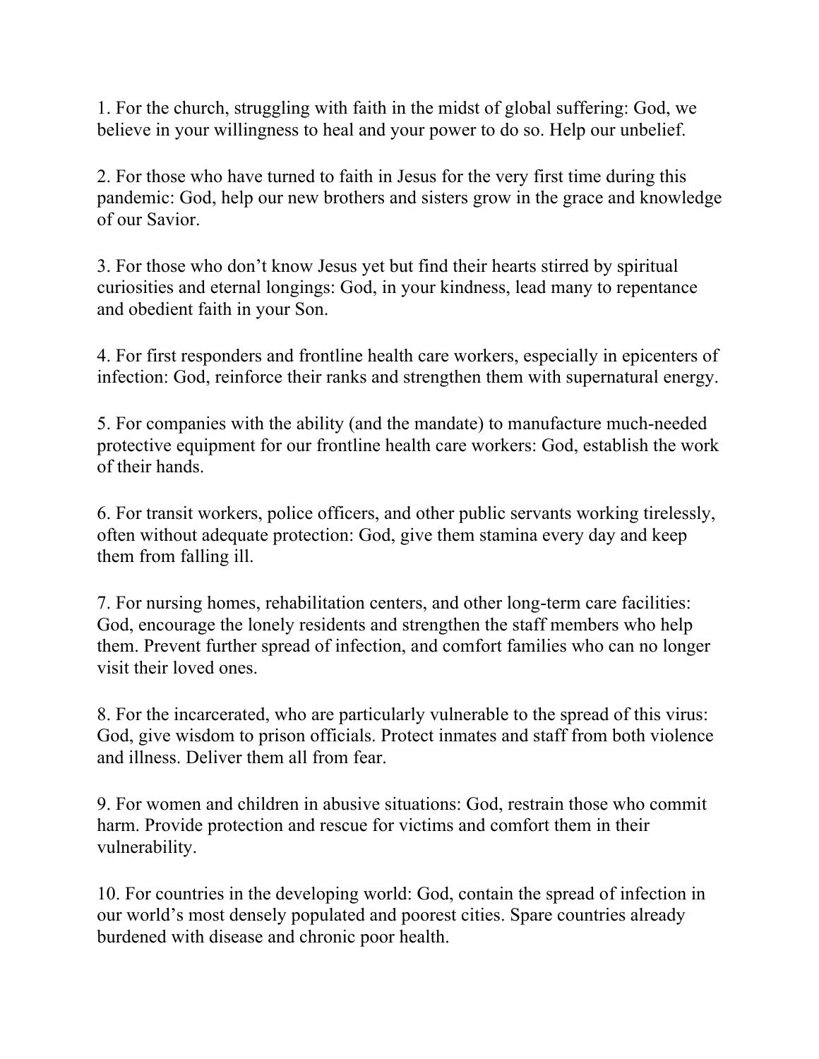1. For the church, struggling with faith in the midst of global suffering: God, we believe in your willingness to heal and your power to do so. Help our unbelief.

2. For those who have turned to faith in Jesus for the very first time during this pandemic: God, help our new brothers and sisters grow in the grace and knowledge of our Savior.

3. For those who don't know Jesus yet but find their hearts stirred by spiritual curiosities and eternal longings: God, in your kindness, lead many to repentance and obedient faith in your Son.

4. For first responders and frontline health care workers, especially in epicenters of infection: God, reinforce their ranks and strengthen them with supernatural energy.

5. For companies with the ability (and the mandate) to manufacture much-needed protective equipment for our frontline health care workers: God, establish the work of their hands.

6. For transit workers, police officers, and other public servants working tirelessly, often without adequate protection: God, give them stamina every day and keep them from falling ill.

7. For nursing homes, rehabilitation centers, and other long-term care facilities: God, encourage the lonely residents and strengthen the staff members who help them. Prevent further spread of infection, and comfort families who can no longer visit their loved ones.

8. For the incarcerated, who are particularly vulnerable to the spread of this virus: God, give wisdom to prison officials. Protect inmates and staff from both violence and illness. Deliver them all from fear.

9. For women and children in abusive situations: God, restrain those who commit harm. Provide protection and rescue for victims and comfort them in their vulnerability.

10. For countries in the developing world: God, contain the spread of infection in our world's most densely populated and poorest cities. Spare countries already burdened with disease and chronic poor health.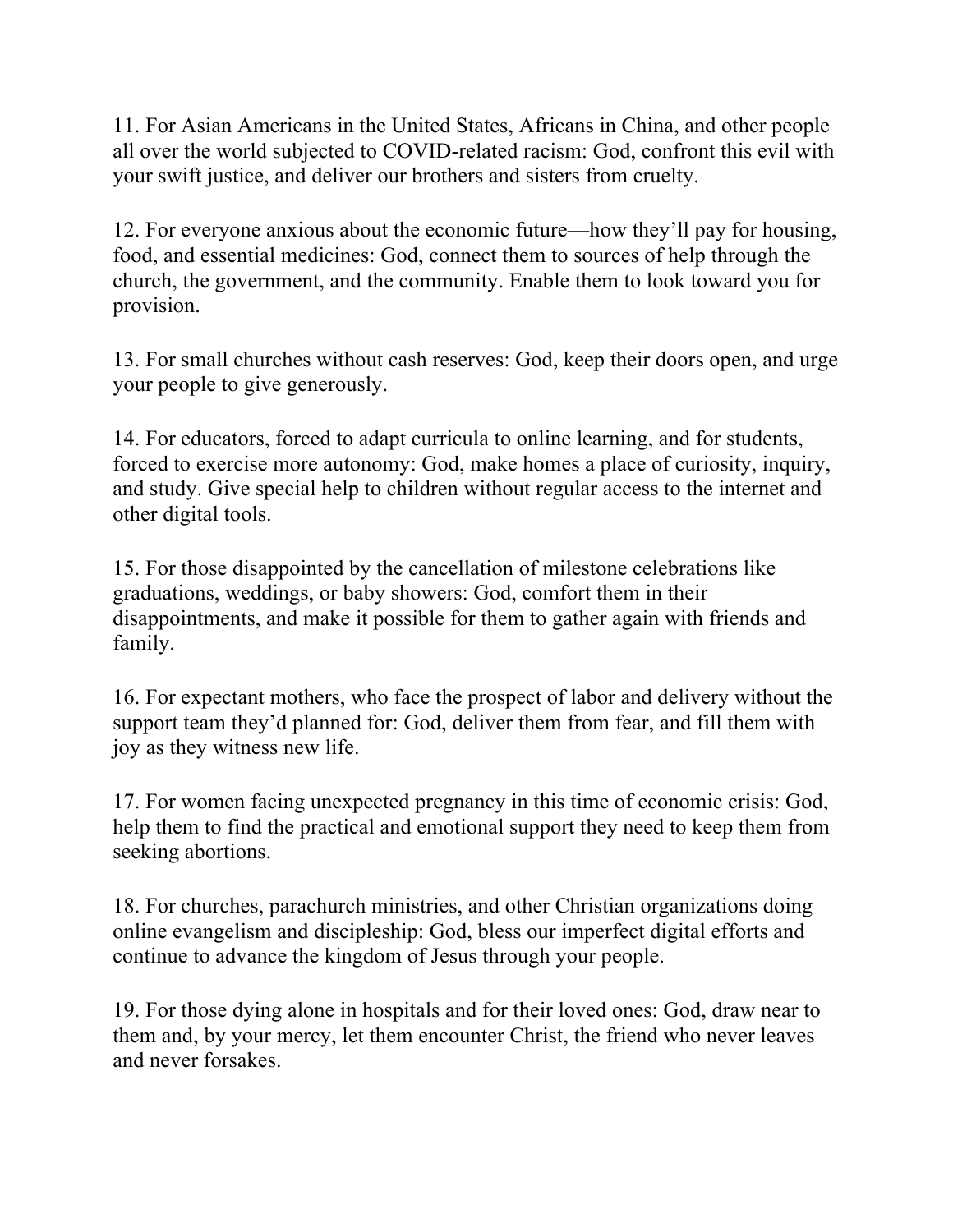11. For Asian Americans in the United States, Africans in China, and other people all over the world subjected to COVID-related racism: God, confront this evil with your swift justice, and deliver our brothers and sisters from cruelty.

12. For everyone anxious about the economic future—how they'll pay for housing, food, and essential medicines: God, connect them to sources of help through the church, the government, and the community. Enable them to look toward you for provision.

13. For small churches without cash reserves: God, keep their doors open, and urge your people to give generously.

14. For educators, forced to adapt curricula to online learning, and for students, forced to exercise more autonomy: God, make homes a place of curiosity, inquiry, and study. Give special help to children without regular access to the internet and other digital tools.

15. For those disappointed by the cancellation of milestone celebrations like graduations, weddings, or baby showers: God, comfort them in their disappointments, and make it possible for them to gather again with friends and family.

16. For expectant mothers, who face the prospect of labor and delivery without the support team they'd planned for: God, deliver them from fear, and fill them with joy as they witness new life.

17. For women facing unexpected pregnancy in this time of economic crisis: God, help them to find the practical and emotional support they need to keep them from seeking abortions.

18. For churches, parachurch ministries, and other Christian organizations doing online evangelism and discipleship: God, bless our imperfect digital efforts and continue to advance the kingdom of Jesus through your people.

19. For those dying alone in hospitals and for their loved ones: God, draw near to them and, by your mercy, let them encounter Christ, the friend who never leaves and never forsakes.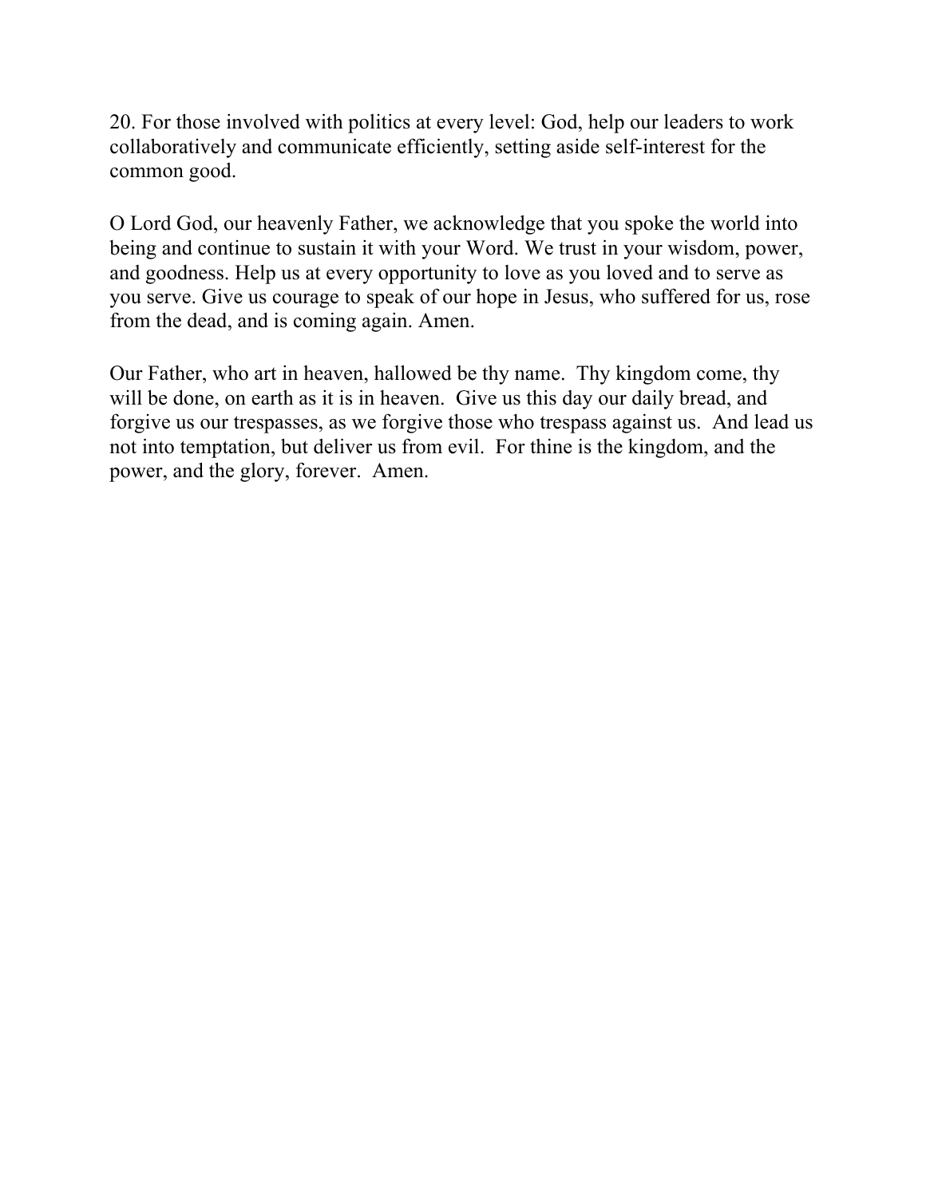20. For those involved with politics at every level: God, help our leaders to work collaboratively and communicate efficiently, setting aside self-interest for the common good.

O Lord God, our heavenly Father, we acknowledge that you spoke the world into being and continue to sustain it with your Word. We trust in your wisdom, power, and goodness. Help us at every opportunity to love as you loved and to serve as you serve. Give us courage to speak of our hope in Jesus, who suffered for us, rose from the dead, and is coming again. Amen.

Our Father, who art in heaven, hallowed be thy name. Thy kingdom come, thy will be done, on earth as it is in heaven. Give us this day our daily bread, and forgive us our trespasses, as we forgive those who trespass against us. And lead us not into temptation, but deliver us from evil. For thine is the kingdom, and the power, and the glory, forever. Amen.